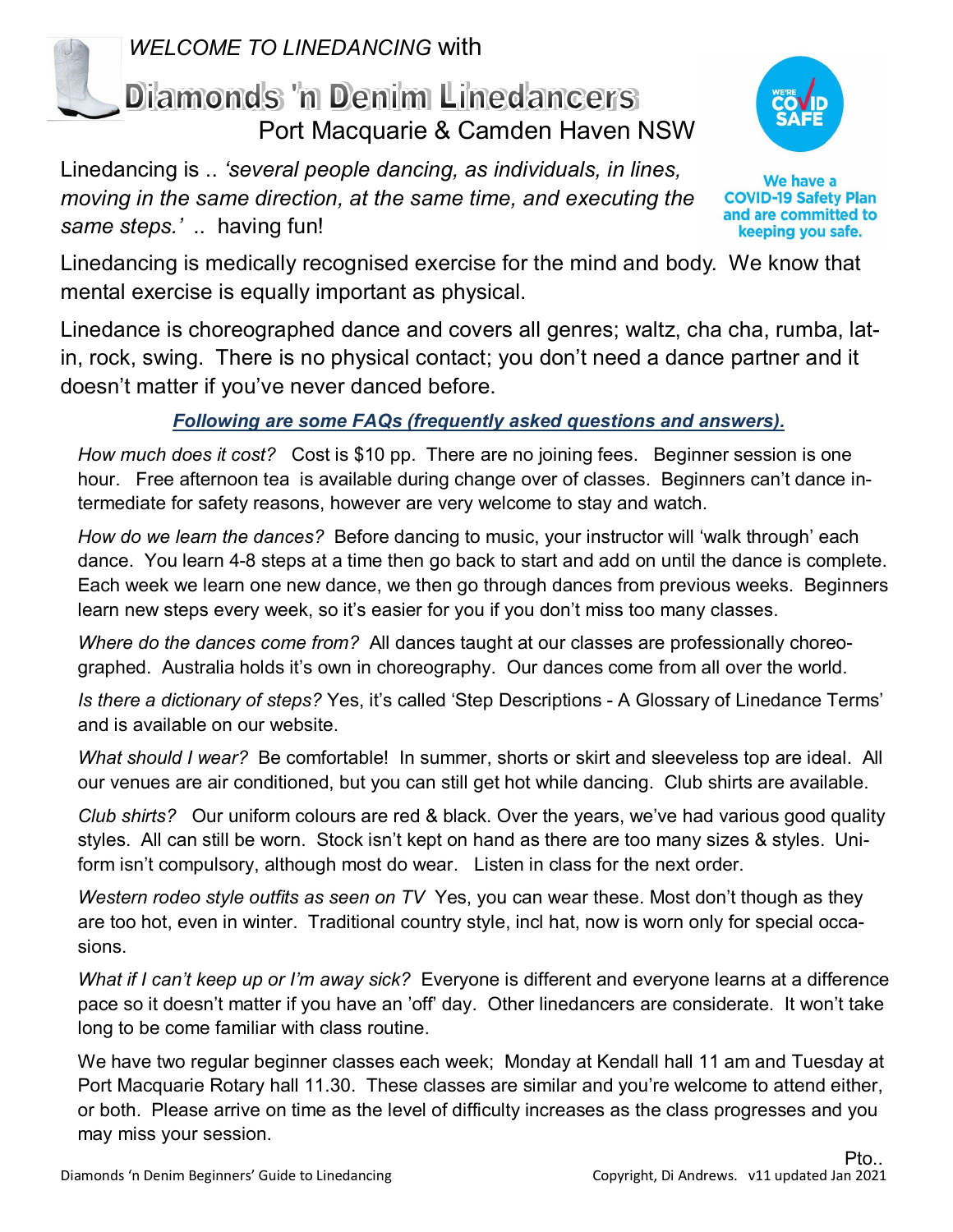*WELCOME TO LINEDANCING* with

# Diamonds 'n Denim Linedancers

## Port Macquarie & Camden Haven NSW

We have a COVID-19 Safety Plan and are committed to keeping you safe.

Linedancing is .. *'several people dancing, as individuals, in lines, moving in the same direction, at the same time, and executing the same steps.'* .. having fun!

Linedancing is medically recognised exercise for the mind and body. We know that mental exercise is equally important as physical.

Linedance is choreographed dance and covers all genres; waltz, cha cha, rumba, latin, rock, swing. There is no physical contact; you don't need a dance partner and it doesn't matter if you've never danced before.

***Following are some FAQs (frequently asked questions and answers).***

*How much does it cost?* Cost is $10 pp. There are no joining fees. Beginner session is one hour. Free afternoon tea is available during change over of classes. Beginners can't dance intermediate for safety reasons, however are very welcome to stay and watch.

*How do we learn the dances?* Before dancing to music, your instructor will 'walk through' each dance. You learn 4-8 steps at a time then go back to start and add on until the dance is complete. Each week we learn one new dance, we then go through dances from previous weeks. Beginners learn new steps every week, so it's easier for you if you don't miss too many classes.

*Where do the dances come from?* All dances taught at our classes are professionally choreographed. Australia holds it's own in choreography. Our dances come from all over the world.

*Is there a dictionary of steps?* Yes, it's called 'Step Descriptions - A Glossary of Linedance Terms' and is available on our website.

*What should I wear?* Be comfortable! In summer, shorts or skirt and sleeveless top are ideal. All our venues are air conditioned, but you can still get hot while dancing. Club shirts are available.

*Club shirts?* Our uniform colours are red & black. Over the years, we've had various good quality styles. All can still be worn. Stock isn't kept on hand as there are too many sizes & styles. Uniform isn't compulsory, although most do wear. Listen in class for the next order.

*Western rodeo style outfits as seen on TV* Yes, you can wear these. Most don't though as they are too hot, even in winter. Traditional country style, incl hat, now is worn only for special occasions.

*What if I can't keep up or I'm away sick?* Everyone is different and everyone learns at a difference pace so it doesn't matter if you have an 'off' day. Other linedancers are considerate. It won't take long to be come familiar with class routine.

We have two regular beginner classes each week; Monday at Kendall hall 11 am and Tuesday at Port Macquarie Rotary hall 11.30. These classes are similar and you're welcome to attend either, or both. Please arrive on time as the level of difficulty increases as the class progresses and you may miss your session.

Pto..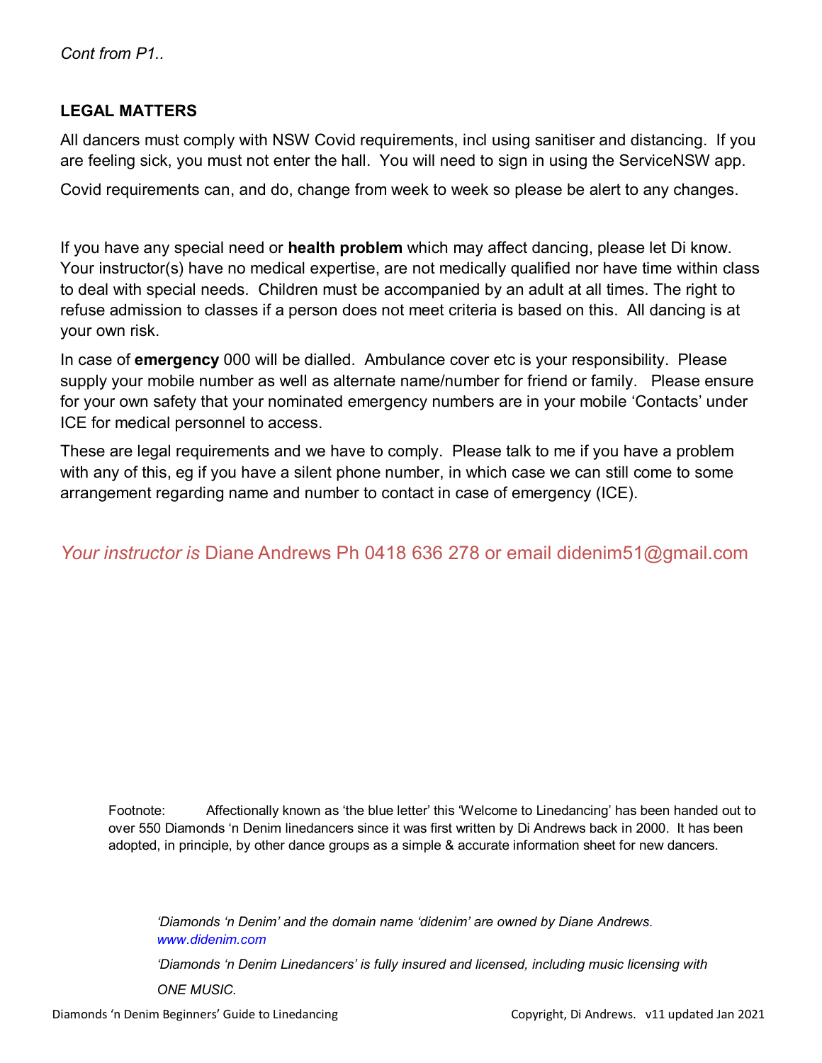*Cont from P1..*

**LEGAL MATTERS**

All dancers must comply with NSW Covid requirements, incl using sanitiser and distancing. If you are feeling sick, you must not enter the hall. You will need to sign in using the ServiceNSW app.

Covid requirements can, and do, change from week to week so please be alert to any changes.

If you have any special need or **health problem** which may affect dancing, please let Di know. Your instructor(s) have no medical expertise, are not medically qualified nor have time within class to deal with special needs. Children must be accompanied by an adult at all times. The right to refuse admission to classes if a person does not meet criteria is based on this. All dancing is at your own risk.

In case of **emergency** 000 will be dialled. Ambulance cover etc is your responsibility. Please supply your mobile number as well as alternate name/number for friend or family. Please ensure for your own safety that your nominated emergency numbers are in your mobile 'Contacts' under ICE for medical personnel to access.

These are legal requirements and we have to comply. Please talk to me if you have a problem with any of this, eg if you have a silent phone number, in which case we can still come to some arrangement regarding name and number to contact in case of emergency (ICE).

*Your instructor is* Diane Andrews Ph 0418 636 278 or email didenim51@gmail.com

Footnote: Affectionally known as 'the blue letter' this 'Welcome to Linedancing' has been handed out to over 550 Diamonds 'n Denim linedancers since it was first written by Di Andrews back in 2000. It has been adopted, in principle, by other dance groups as a simple & accurate information sheet for new dancers.

*'Diamonds 'n Denim' and the domain name 'didenim' are owned by Diane Andrews.*
*www.didenim.com*

*'Diamonds 'n Denim Linedancers' is fully insured and licensed, including music licensing with ONE MUSIC.*